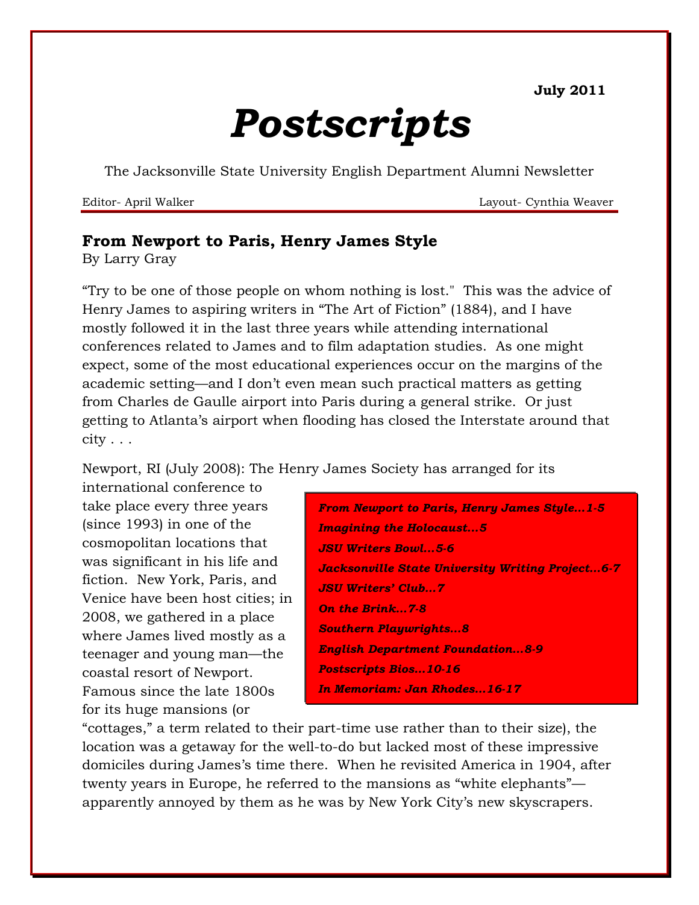July 2011

# *Postscripts*

The Jacksonville State University English Department Alumni Newsletter

Editor- April Walker | Layout- Cynthia Weaver

## From Newport to Paris, Henry James Style

By Larry Gray

"Try to be one of those people on whom nothing is lost." This was the advice of Henry James to aspiring writers in "The Art of Fiction" (1884), and I have mostly followed it in the last three years while attending international conferences related to James and to film adaptation studies. As one might expect, some of the most educational experiences occur on the margins of the academic setting—and I don't even mean such practical matters as getting from Charles de Gaulle airport into Paris during a general strike. Or just getting to Atlanta's airport when flooding has closed the Interstate around that city . . .

Newport, RI (July 2008): The Henry James Society has arranged for its international conference to take place every three years (since 1993) in one of the cosmopolitan locations that was significant in his life and fiction. New York, Paris, and Venice have been host cities; in 2008, we gathered in a place where James lived mostly as a teenager and young man—the coastal resort of Newport. Famous since the late 1800s for its huge mansions (or "cottages," a term related to their part-time use rather than to their size), the location was a getaway for the well-to-do but lacked most of these impressive domiciles during James's time there. When he revisited America in 1904, after twenty years in Europe, he referred to the mansions as "white elephants"—apparently annoyed by them as he was by New York City's new skyscrapers.

*From Newport to Paris, Henry James Style…1-5*
*Imagining the Holocaust…5*
*JSU Writers Bowl…5-6*
*Jacksonville State University Writing Project…6-7*
*JSU Writers' Club…7*
*On the Brink…7-8*
*Southern Playwrights…8*
*English Department Foundation…8-9*
*Postscripts Bios…10-16*
*In Memoriam: Jan Rhodes…16-17*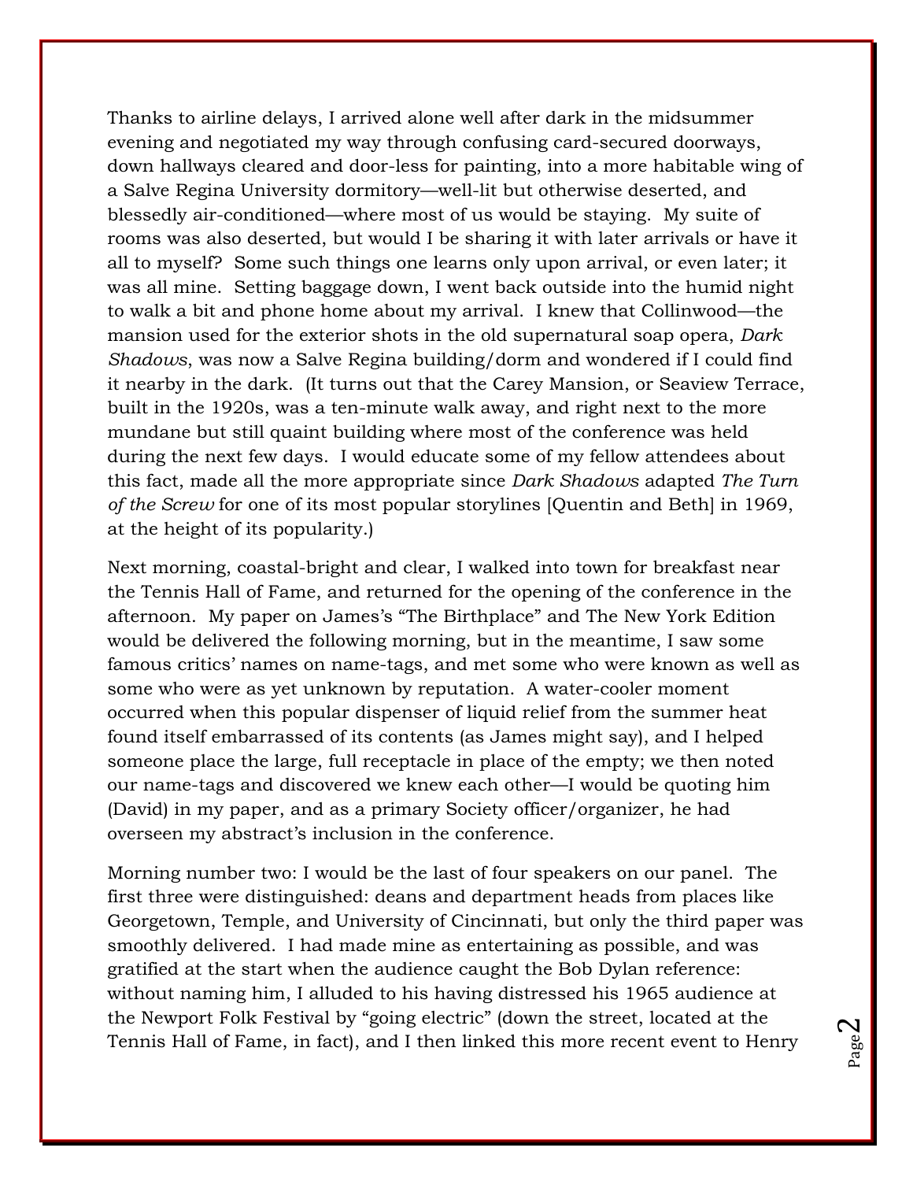Thanks to airline delays, I arrived alone well after dark in the midsummer evening and negotiated my way through confusing card-secured doorways, down hallways cleared and door-less for painting, into a more habitable wing of a Salve Regina University dormitory—well-lit but otherwise deserted, and blessedly air-conditioned—where most of us would be staying. My suite of rooms was also deserted, but would I be sharing it with later arrivals or have it all to myself? Some such things one learns only upon arrival, or even later; it was all mine. Setting baggage down, I went back outside into the humid night to walk a bit and phone home about my arrival. I knew that Collinwood—the mansion used for the exterior shots in the old supernatural soap opera, *Dark Shadows*, was now a Salve Regina building/dorm and wondered if I could find it nearby in the dark. (It turns out that the Carey Mansion, or Seaview Terrace, built in the 1920s, was a ten-minute walk away, and right next to the more mundane but still quaint building where most of the conference was held during the next few days. I would educate some of my fellow attendees about this fact, made all the more appropriate since *Dark Shadows* adapted *The Turn of the Screw* for one of its most popular storylines [Quentin and Beth] in 1969, at the height of its popularity.)

Next morning, coastal-bright and clear, I walked into town for breakfast near the Tennis Hall of Fame, and returned for the opening of the conference in the afternoon. My paper on James's "The Birthplace" and The New York Edition would be delivered the following morning, but in the meantime, I saw some famous critics' names on name-tags, and met some who were known as well as some who were as yet unknown by reputation. A water-cooler moment occurred when this popular dispenser of liquid relief from the summer heat found itself embarrassed of its contents (as James might say), and I helped someone place the large, full receptacle in place of the empty; we then noted our name-tags and discovered we knew each other—I would be quoting him (David) in my paper, and as a primary Society officer/organizer, he had overseen my abstract's inclusion in the conference.

Morning number two: I would be the last of four speakers on our panel. The first three were distinguished: deans and department heads from places like Georgetown, Temple, and University of Cincinnati, but only the third paper was smoothly delivered. I had made mine as entertaining as possible, and was gratified at the start when the audience caught the Bob Dylan reference: without naming him, I alluded to his having distressed his 1965 audience at the Newport Folk Festival by "going electric" (down the street, located at the Tennis Hall of Fame, in fact), and I then linked this more recent event to Henry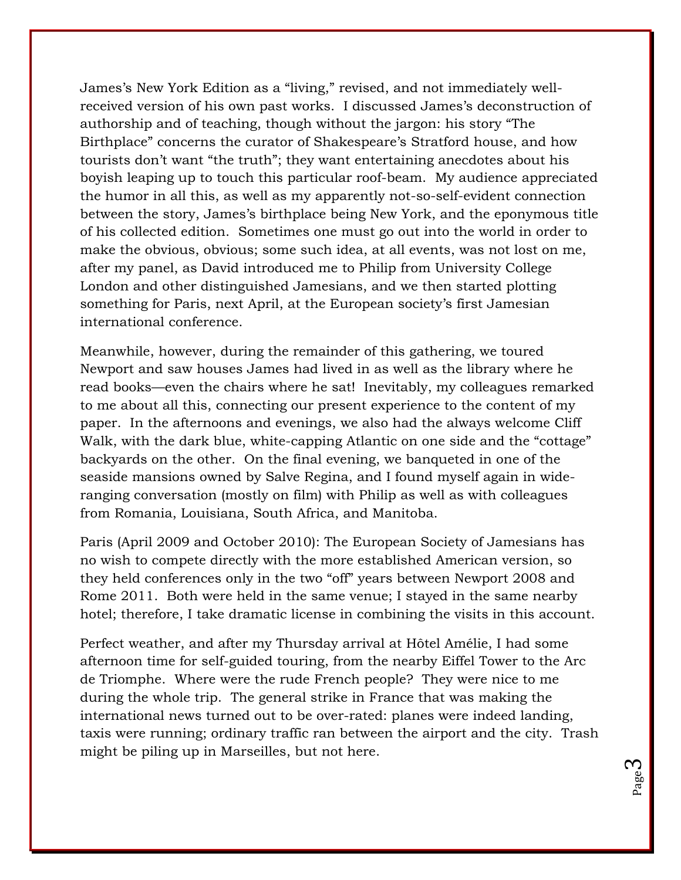James's New York Edition as a "living," revised, and not immediately well-received version of his own past works. I discussed James's deconstruction of authorship and of teaching, though without the jargon: his story "The Birthplace" concerns the curator of Shakespeare's Stratford house, and how tourists don't want "the truth"; they want entertaining anecdotes about his boyish leaping up to touch this particular roof-beam. My audience appreciated the humor in all this, as well as my apparently not-so-self-evident connection between the story, James's birthplace being New York, and the eponymous title of his collected edition. Sometimes one must go out into the world in order to make the obvious, obvious; some such idea, at all events, was not lost on me, after my panel, as David introduced me to Philip from University College London and other distinguished Jamesians, and we then started plotting something for Paris, next April, at the European society's first Jamesian international conference.

Meanwhile, however, during the remainder of this gathering, we toured Newport and saw houses James had lived in as well as the library where he read books—even the chairs where he sat! Inevitably, my colleagues remarked to me about all this, connecting our present experience to the content of my paper. In the afternoons and evenings, we also had the always welcome Cliff Walk, with the dark blue, white-capping Atlantic on one side and the "cottage" backyards on the other. On the final evening, we banqueted in one of the seaside mansions owned by Salve Regina, and I found myself again in wide-ranging conversation (mostly on film) with Philip as well as with colleagues from Romania, Louisiana, South Africa, and Manitoba.

Paris (April 2009 and October 2010): The European Society of Jamesians has no wish to compete directly with the more established American version, so they held conferences only in the two "off" years between Newport 2008 and Rome 2011. Both were held in the same venue; I stayed in the same nearby hotel; therefore, I take dramatic license in combining the visits in this account.

Perfect weather, and after my Thursday arrival at Hôtel Amélie, I had some afternoon time for self-guided touring, from the nearby Eiffel Tower to the Arc de Triomphe. Where were the rude French people? They were nice to me during the whole trip. The general strike in France that was making the international news turned out to be over-rated: planes were indeed landing, taxis were running; ordinary traffic ran between the airport and the city. Trash might be piling up in Marseilles, but not here.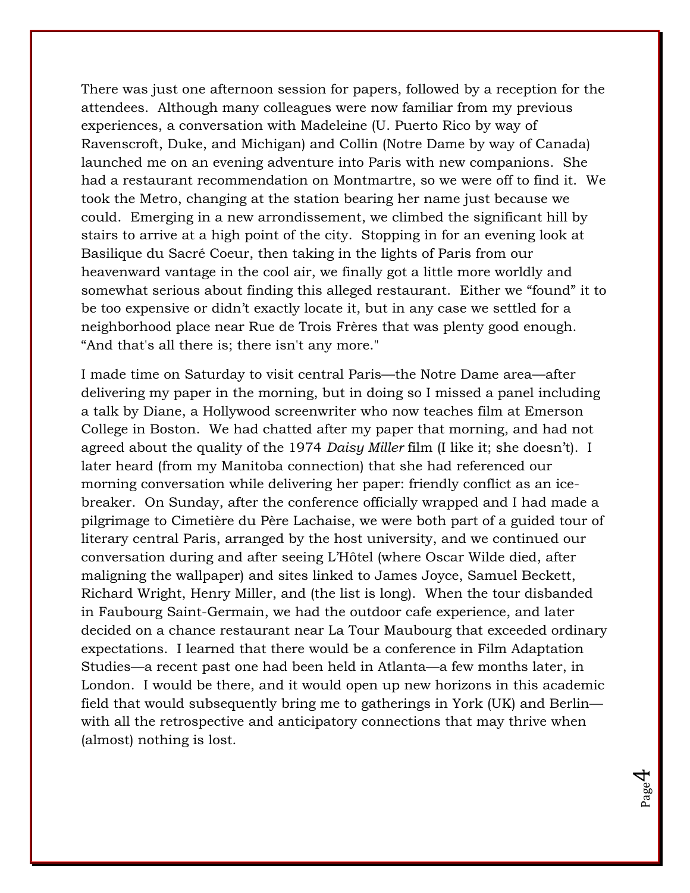There was just one afternoon session for papers, followed by a reception for the attendees. Although many colleagues were now familiar from my previous experiences, a conversation with Madeleine (U. Puerto Rico by way of Ravenscroft, Duke, and Michigan) and Collin (Notre Dame by way of Canada) launched me on an evening adventure into Paris with new companions. She had a restaurant recommendation on Montmartre, so we were off to find it. We took the Metro, changing at the station bearing her name just because we could. Emerging in a new arrondissement, we climbed the significant hill by stairs to arrive at a high point of the city. Stopping in for an evening look at Basilique du Sacré Coeur, then taking in the lights of Paris from our heavenward vantage in the cool air, we finally got a little more worldly and somewhat serious about finding this alleged restaurant. Either we "found" it to be too expensive or didn't exactly locate it, but in any case we settled for a neighborhood place near Rue de Trois Frères that was plenty good enough. "And that's all there is; there isn't any more."

I made time on Saturday to visit central Paris—the Notre Dame area—after delivering my paper in the morning, but in doing so I missed a panel including a talk by Diane, a Hollywood screenwriter who now teaches film at Emerson College in Boston. We had chatted after my paper that morning, and had not agreed about the quality of the 1974 *Daisy Miller* film (I like it; she doesn't). I later heard (from my Manitoba connection) that she had referenced our morning conversation while delivering her paper: friendly conflict as an ice-breaker. On Sunday, after the conference officially wrapped and I had made a pilgrimage to Cimetière du Père Lachaise, we were both part of a guided tour of literary central Paris, arranged by the host university, and we continued our conversation during and after seeing L'Hôtel (where Oscar Wilde died, after maligning the wallpaper) and sites linked to James Joyce, Samuel Beckett, Richard Wright, Henry Miller, and (the list is long). When the tour disbanded in Faubourg Saint-Germain, we had the outdoor cafe experience, and later decided on a chance restaurant near La Tour Maubourg that exceeded ordinary expectations. I learned that there would be a conference in Film Adaptation Studies—a recent past one had been held in Atlanta—a few months later, in London. I would be there, and it would open up new horizons in this academic field that would subsequently bring me to gatherings in York (UK) and Berlin—with all the retrospective and anticipatory connections that may thrive when (almost) nothing is lost.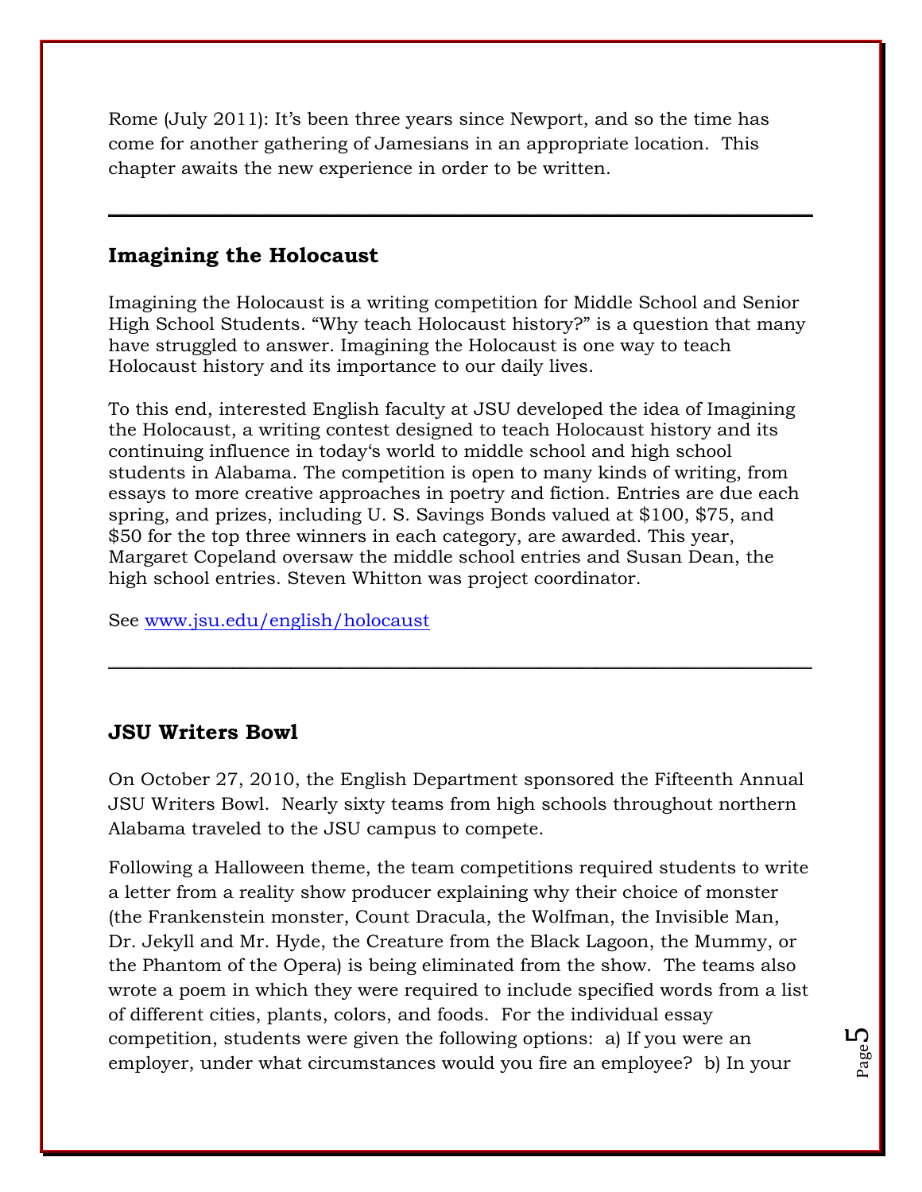Rome (July 2011): It's been three years since Newport, and so the time has come for another gathering of Jamesians in an appropriate location. This chapter awaits the new experience in order to be written.

---

## Imagining the Holocaust

Imagining the Holocaust is a writing competition for Middle School and Senior High School Students. "Why teach Holocaust history?" is a question that many have struggled to answer. Imagining the Holocaust is one way to teach Holocaust history and its importance to our daily lives.

To this end, interested English faculty at JSU developed the idea of Imagining the Holocaust, a writing contest designed to teach Holocaust history and its continuing influence in today's world to middle school and high school students in Alabama. The competition is open to many kinds of writing, from essays to more creative approaches in poetry and fiction. Entries are due each spring, and prizes, including U. S. Savings Bonds valued at $100, $75, and $50 for the top three winners in each category, are awarded. This year, Margaret Copeland oversaw the middle school entries and Susan Dean, the high school entries. Steven Whitton was project coordinator.

See [www.jsu.edu/english/holocaust](http://www.jsu.edu/english/holocaust)

---

## JSU Writers Bowl

On October 27, 2010, the English Department sponsored the Fifteenth Annual JSU Writers Bowl. Nearly sixty teams from high schools throughout northern Alabama traveled to the JSU campus to compete.

Following a Halloween theme, the team competitions required students to write a letter from a reality show producer explaining why their choice of monster (the Frankenstein monster, Count Dracula, the Wolfman, the Invisible Man, Dr. Jekyll and Mr. Hyde, the Creature from the Black Lagoon, the Mummy, or the Phantom of the Opera) is being eliminated from the show. The teams also wrote a poem in which they were required to include specified words from a list of different cities, plants, colors, and foods. For the individual essay competition, students were given the following options: a) If you were an employer, under what circumstances would you fire an employee? b) In your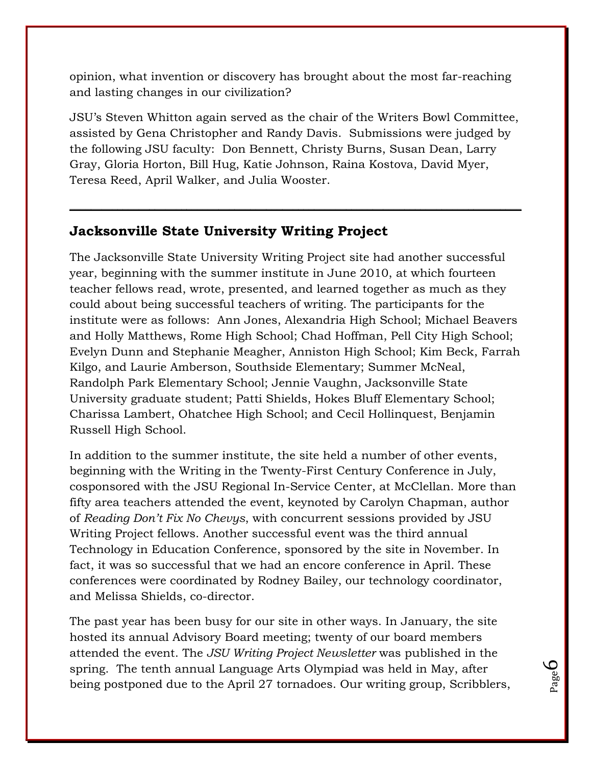opinion, what invention or discovery has brought about the most far-reaching and lasting changes in our civilization?

JSU's Steven Whitton again served as the chair of the Writers Bowl Committee, assisted by Gena Christopher and Randy Davis. Submissions were judged by the following JSU faculty: Don Bennett, Christy Burns, Susan Dean, Larry Gray, Gloria Horton, Bill Hug, Katie Johnson, Raina Kostova, David Myer, Teresa Reed, April Walker, and Julia Wooster.

---

## Jacksonville State University Writing Project

The Jacksonville State University Writing Project site had another successful year, beginning with the summer institute in June 2010, at which fourteen teacher fellows read, wrote, presented, and learned together as much as they could about being successful teachers of writing. The participants for the institute were as follows: Ann Jones, Alexandria High School; Michael Beavers and Holly Matthews, Rome High School; Chad Hoffman, Pell City High School; Evelyn Dunn and Stephanie Meagher, Anniston High School; Kim Beck, Farrah Kilgo, and Laurie Amberson, Southside Elementary; Summer McNeal, Randolph Park Elementary School; Jennie Vaughn, Jacksonville State University graduate student; Patti Shields, Hokes Bluff Elementary School; Charissa Lambert, Ohatchee High School; and Cecil Hollinquest, Benjamin Russell High School.

In addition to the summer institute, the site held a number of other events, beginning with the Writing in the Twenty-First Century Conference in July, cosponsored with the JSU Regional In-Service Center, at McClellan. More than fifty area teachers attended the event, keynoted by Carolyn Chapman, author of *Reading Don't Fix No Chevys*, with concurrent sessions provided by JSU Writing Project fellows. Another successful event was the third annual Technology in Education Conference, sponsored by the site in November. In fact, it was so successful that we had an encore conference in April. These conferences were coordinated by Rodney Bailey, our technology coordinator, and Melissa Shields, co-director.

The past year has been busy for our site in other ways. In January, the site hosted its annual Advisory Board meeting; twenty of our board members attended the event. The *JSU Writing Project Newsletter* was published in the spring. The tenth annual Language Arts Olympiad was held in May, after being postponed due to the April 27 tornadoes. Our writing group, Scribblers,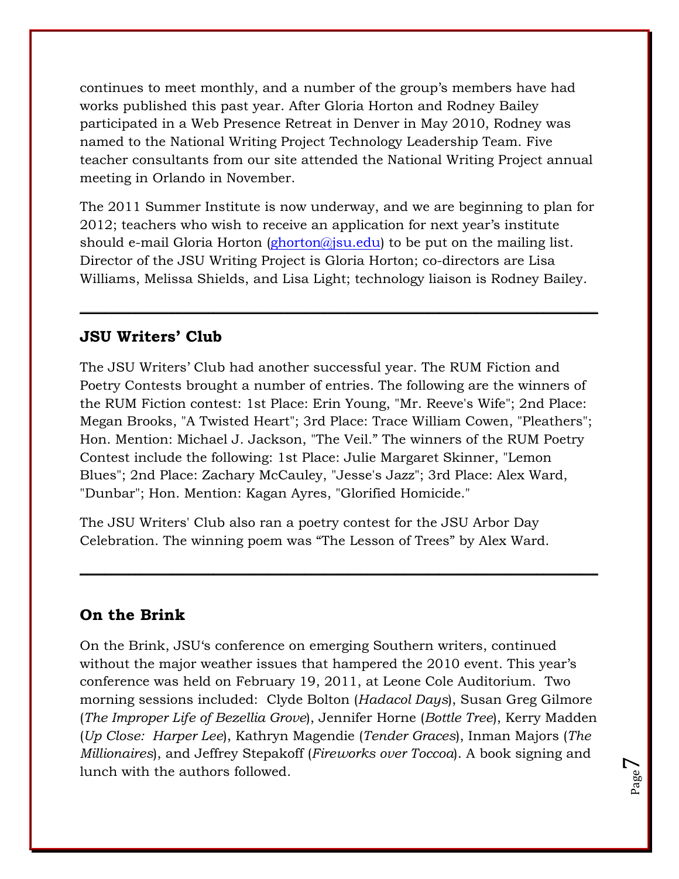continues to meet monthly, and a number of the group's members have had works published this past year. After Gloria Horton and Rodney Bailey participated in a Web Presence Retreat in Denver in May 2010, Rodney was named to the National Writing Project Technology Leadership Team. Five teacher consultants from our site attended the National Writing Project annual meeting in Orlando in November.

The 2011 Summer Institute is now underway, and we are beginning to plan for 2012; teachers who wish to receive an application for next year's institute should e-mail Gloria Horton (ghorton@jsu.edu) to be put on the mailing list. Director of the JSU Writing Project is Gloria Horton; co-directors are Lisa Williams, Melissa Shields, and Lisa Light; technology liaison is Rodney Bailey.

---

## JSU Writers' Club

The JSU Writers' Club had another successful year. The RUM Fiction and Poetry Contests brought a number of entries. The following are the winners of the RUM Fiction contest: 1st Place: Erin Young, "Mr. Reeve's Wife"; 2nd Place: Megan Brooks, "A Twisted Heart"; 3rd Place: Trace William Cowen, "Pleathers"; Hon. Mention: Michael J. Jackson, "The Veil." The winners of the RUM Poetry Contest include the following: 1st Place: Julie Margaret Skinner, "Lemon Blues"; 2nd Place: Zachary McCauley, "Jesse's Jazz"; 3rd Place: Alex Ward, "Dunbar"; Hon. Mention: Kagan Ayres, "Glorified Homicide."

The JSU Writers' Club also ran a poetry contest for the JSU Arbor Day Celebration. The winning poem was "The Lesson of Trees" by Alex Ward.

---

## On the Brink

On the Brink, JSU's conference on emerging Southern writers, continued without the major weather issues that hampered the 2010 event. This year's conference was held on February 19, 2011, at Leone Cole Auditorium. Two morning sessions included: Clyde Bolton (*Hadacol Days*), Susan Greg Gilmore (*The Improper Life of Bezellia Grove*), Jennifer Horne (*Bottle Tree*), Kerry Madden (*Up Close: Harper Lee*), Kathryn Magendie (*Tender Graces*), Inman Majors (*The Millionaires*), and Jeffrey Stepakoff (*Fireworks over Toccoa*). A book signing and lunch with the authors followed.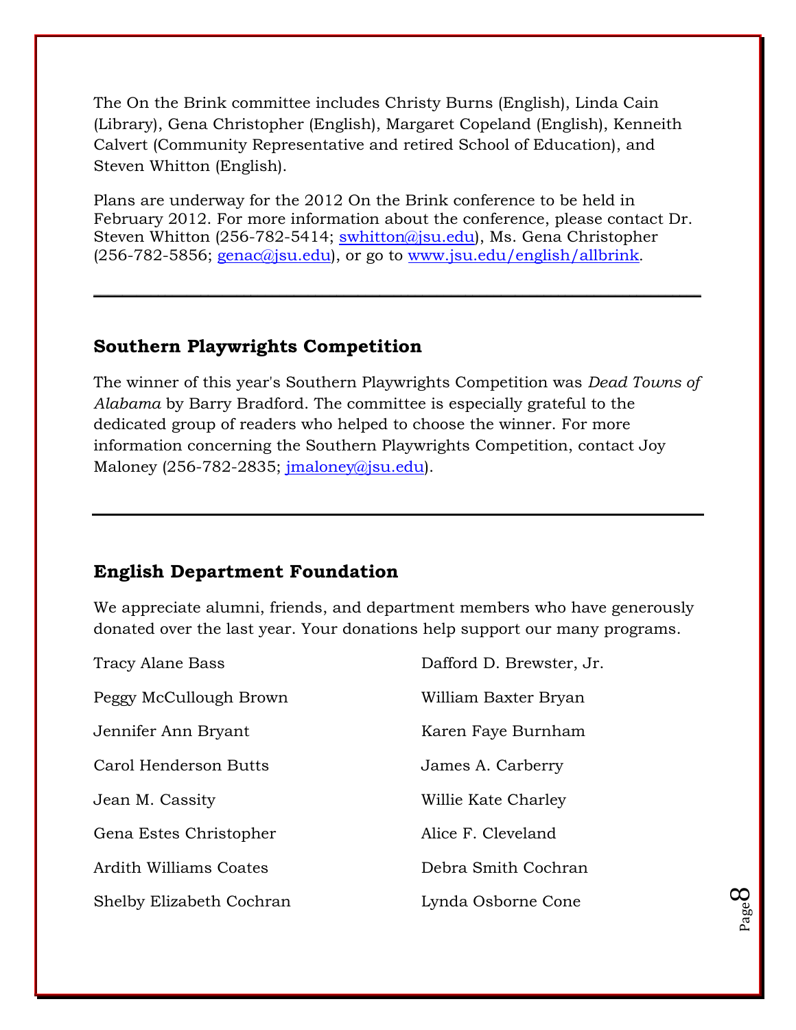The On the Brink committee includes Christy Burns (English), Linda Cain (Library), Gena Christopher (English), Margaret Copeland (English), Kenneith Calvert (Community Representative and retired School of Education), and Steven Whitton (English).

Plans are underway for the 2012 On the Brink conference to be held in February 2012. For more information about the conference, please contact Dr. Steven Whitton (256-782-5414; swhitton@jsu.edu), Ms. Gena Christopher (256-782-5856; genac@jsu.edu), or go to www.jsu.edu/english/allbrink.

---

## Southern Playwrights Competition

The winner of this year's Southern Playwrights Competition was *Dead Towns of Alabama* by Barry Bradford. The committee is especially grateful to the dedicated group of readers who helped to choose the winner. For more information concerning the Southern Playwrights Competition, contact Joy Maloney (256-782-2835; jmaloney@jsu.edu).

---

## English Department Foundation

We appreciate alumni, friends, and department members who have generously donated over the last year. Your donations help support our many programs.

Tracy Alane Bass
Dafford D. Brewster, Jr.
Peggy McCullough Brown
William Baxter Bryan
Jennifer Ann Bryant
Karen Faye Burnham
Carol Henderson Butts
James A. Carberry
Jean M. Cassity
Willie Kate Charley
Gena Estes Christopher
Alice F. Cleveland
Ardith Williams Coates
Debra Smith Cochran
Shelby Elizabeth Cochran
Lynda Osborne Cone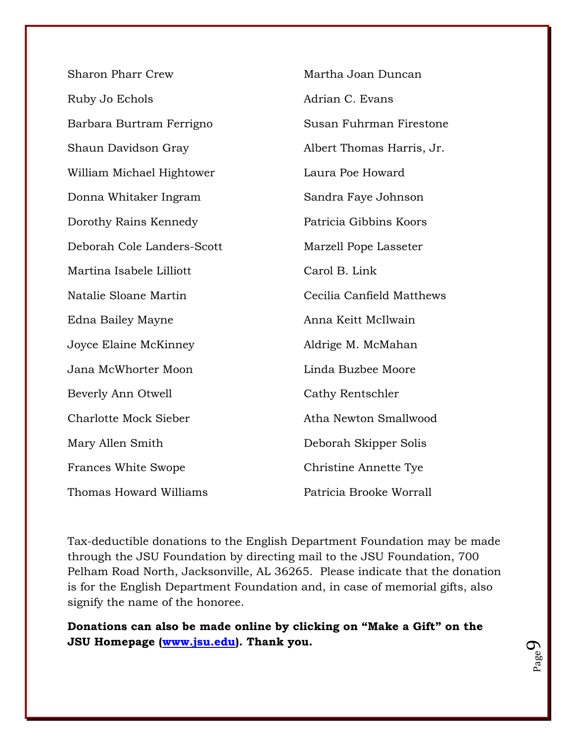Sharon Pharr Crew

Martha Joan Duncan

Ruby Jo Echols

Adrian C. Evans

Barbara Burtram Ferrigno

Susan Fuhrman Firestone

Shaun Davidson Gray

Albert Thomas Harris, Jr.

William Michael Hightower

Laura Poe Howard

Donna Whitaker Ingram

Sandra Faye Johnson

Dorothy Rains Kennedy

Patricia Gibbins Koors

Deborah Cole Landers-Scott

Marzell Pope Lasseter

Martina Isabele Lilliott

Carol B. Link

Natalie Sloane Martin

Cecilia Canfield Matthews

Edna Bailey Mayne

Anna Keitt McIlwain

Joyce Elaine McKinney

Aldrige M. McMahan

Jana McWhorter Moon

Linda Buzbee Moore

Beverly Ann Otwell

Cathy Rentschler

Charlotte Mock Sieber

Atha Newton Smallwood

Mary Allen Smith

Deborah Skipper Solis

Frances White Swope

Christine Annette Tye

Thomas Howard Williams

Patricia Brooke Worrall

Tax-deductible donations to the English Department Foundation may be made through the JSU Foundation by directing mail to the JSU Foundation, 700 Pelham Road North, Jacksonville, AL 36265. Please indicate that the donation is for the English Department Foundation and, in case of memorial gifts, also signify the name of the honoree.

**Donations can also be made online by clicking on "Make a Gift" on the JSU Homepage ([www.jsu.edu](http://www.jsu.edu)). Thank you.**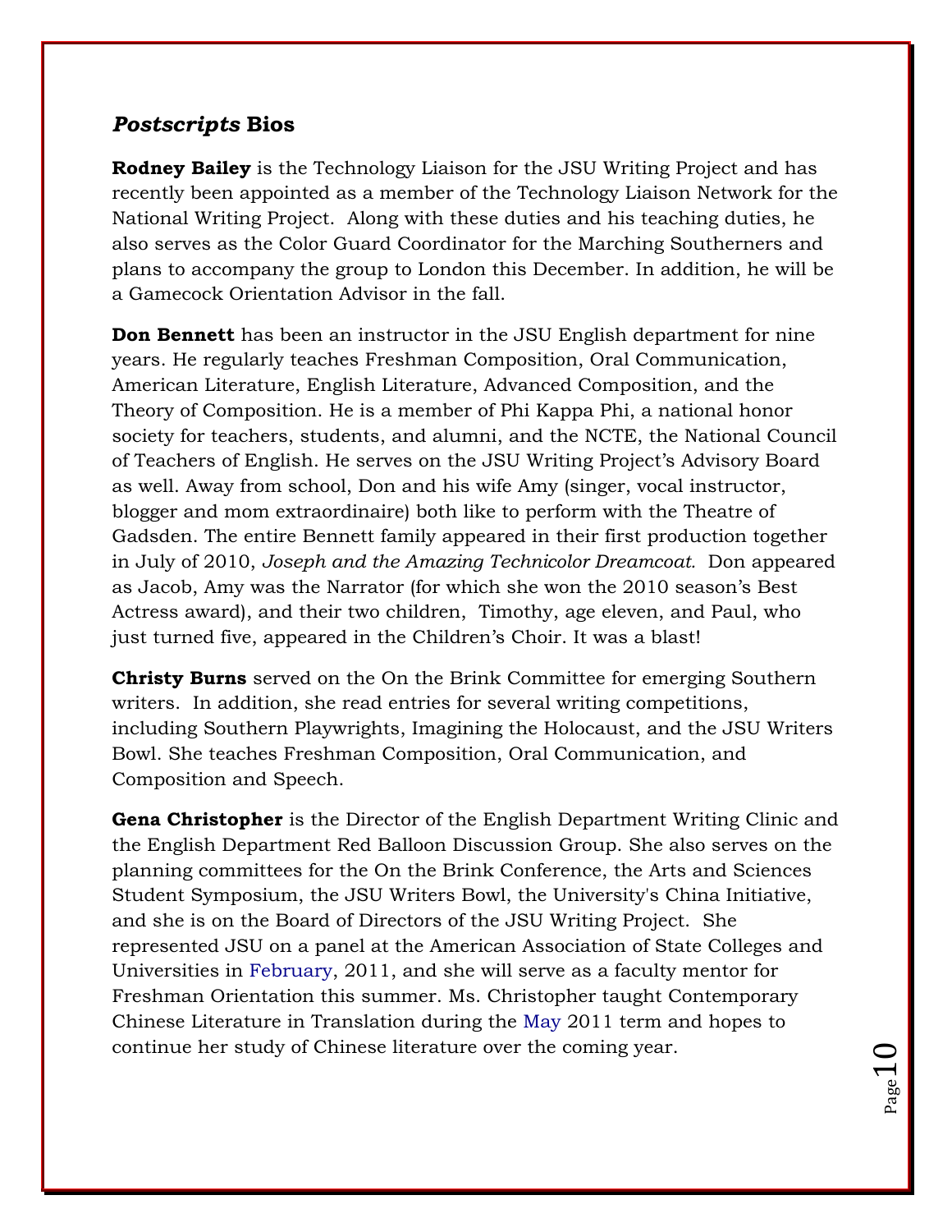## *Postscripts* Bios

**Rodney Bailey** is the Technology Liaison for the JSU Writing Project and has recently been appointed as a member of the Technology Liaison Network for the National Writing Project. Along with these duties and his teaching duties, he also serves as the Color Guard Coordinator for the Marching Southerners and plans to accompany the group to London this December. In addition, he will be a Gamecock Orientation Advisor in the fall.

**Don Bennett** has been an instructor in the JSU English department for nine years. He regularly teaches Freshman Composition, Oral Communication, American Literature, English Literature, Advanced Composition, and the Theory of Composition. He is a member of Phi Kappa Phi, a national honor society for teachers, students, and alumni, and the NCTE, the National Council of Teachers of English. He serves on the JSU Writing Project's Advisory Board as well. Away from school, Don and his wife Amy (singer, vocal instructor, blogger and mom extraordinaire) both like to perform with the Theatre of Gadsden. The entire Bennett family appeared in their first production together in July of 2010, *Joseph and the Amazing Technicolor Dreamcoat.* Don appeared as Jacob, Amy was the Narrator (for which she won the 2010 season's Best Actress award), and their two children, Timothy, age eleven, and Paul, who just turned five, appeared in the Children's Choir. It was a blast!

**Christy Burns** served on the On the Brink Committee for emerging Southern writers. In addition, she read entries for several writing competitions, including Southern Playwrights, Imagining the Holocaust, and the JSU Writers Bowl. She teaches Freshman Composition, Oral Communication, and Composition and Speech.

**Gena Christopher** is the Director of the English Department Writing Clinic and the English Department Red Balloon Discussion Group. She also serves on the planning committees for the On the Brink Conference, the Arts and Sciences Student Symposium, the JSU Writers Bowl, the University's China Initiative, and she is on the Board of Directors of the JSU Writing Project. She represented JSU on a panel at the American Association of State Colleges and Universities in February, 2011, and she will serve as a faculty mentor for Freshman Orientation this summer. Ms. Christopher taught Contemporary Chinese Literature in Translation during the May 2011 term and hopes to continue her study of Chinese literature over the coming year.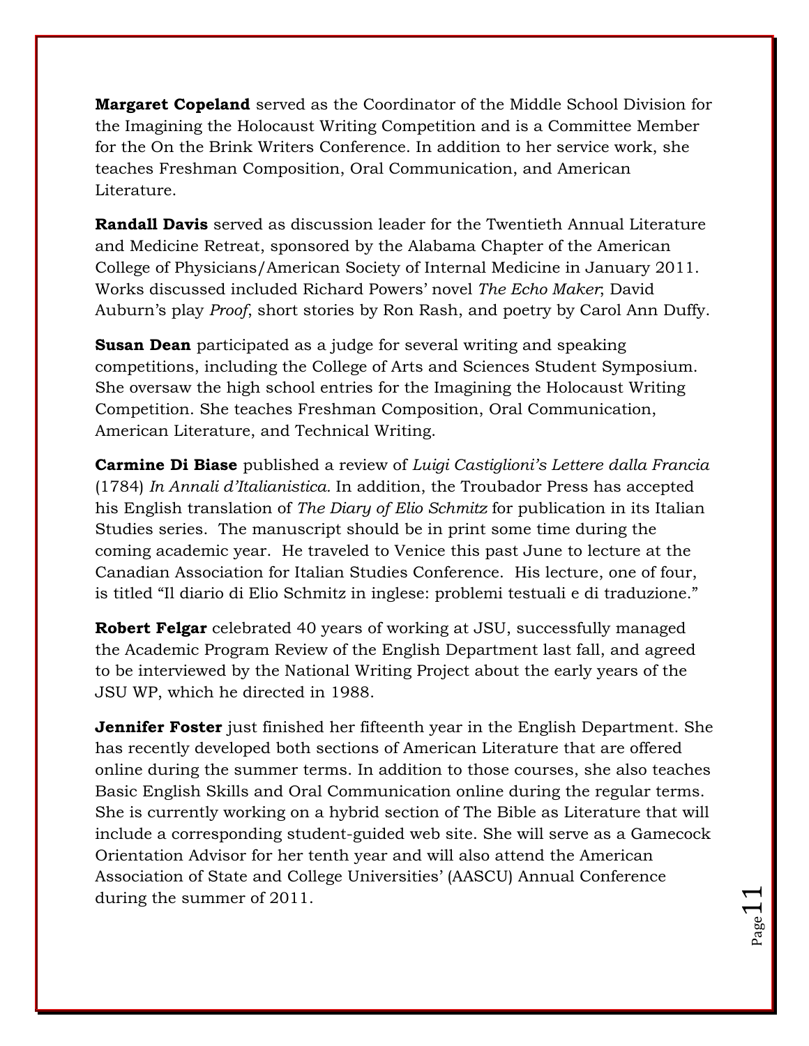**Margaret Copeland** served as the Coordinator of the Middle School Division for the Imagining the Holocaust Writing Competition and is a Committee Member for the On the Brink Writers Conference. In addition to her service work, she teaches Freshman Composition, Oral Communication, and American Literature.

**Randall Davis** served as discussion leader for the Twentieth Annual Literature and Medicine Retreat, sponsored by the Alabama Chapter of the American College of Physicians/American Society of Internal Medicine in January 2011. Works discussed included Richard Powers' novel *The Echo Maker*; David Auburn's play *Proof*, short stories by Ron Rash, and poetry by Carol Ann Duffy.

**Susan Dean** participated as a judge for several writing and speaking competitions, including the College of Arts and Sciences Student Symposium. She oversaw the high school entries for the Imagining the Holocaust Writing Competition. She teaches Freshman Composition, Oral Communication, American Literature, and Technical Writing.

**Carmine Di Biase** published a review of *Luigi Castiglioni's Lettere dalla Francia* (1784) *In Annali d'Italianistica.* In addition, the Troubador Press has accepted his English translation of *The Diary of Elio Schmitz* for publication in its Italian Studies series. The manuscript should be in print some time during the coming academic year. He traveled to Venice this past June to lecture at the Canadian Association for Italian Studies Conference. His lecture, one of four, is titled "Il diario di Elio Schmitz in inglese: problemi testuali e di traduzione."

**Robert Felgar** celebrated 40 years of working at JSU, successfully managed the Academic Program Review of the English Department last fall, and agreed to be interviewed by the National Writing Project about the early years of the JSU WP, which he directed in 1988.

**Jennifer Foster** just finished her fifteenth year in the English Department. She has recently developed both sections of American Literature that are offered online during the summer terms. In addition to those courses, she also teaches Basic English Skills and Oral Communication online during the regular terms. She is currently working on a hybrid section of The Bible as Literature that will include a corresponding student-guided web site. She will serve as a Gamecock Orientation Advisor for her tenth year and will also attend the American Association of State and College Universities' (AASCU) Annual Conference during the summer of 2011.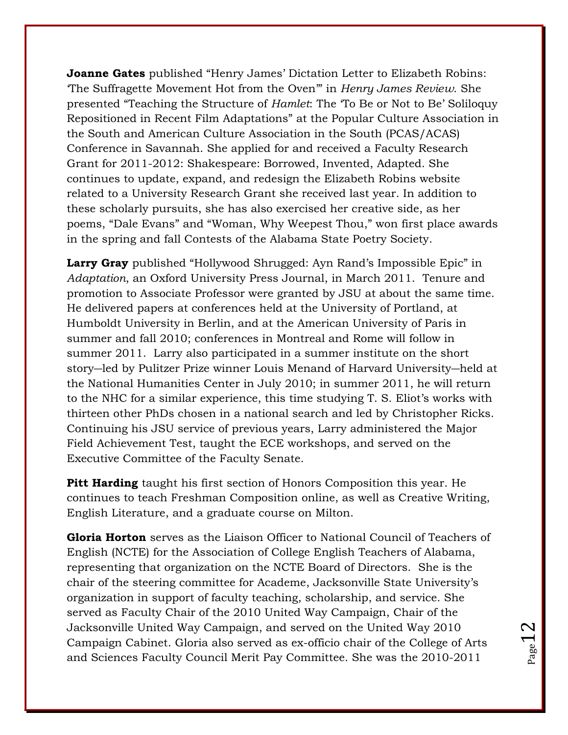**Joanne Gates** published "Henry James' Dictation Letter to Elizabeth Robins: 'The Suffragette Movement Hot from the Oven'" in *Henry James Review*. She presented "Teaching the Structure of *Hamlet*: The 'To Be or Not to Be' Soliloquy Repositioned in Recent Film Adaptations" at the Popular Culture Association in the South and American Culture Association in the South (PCAS/ACAS) Conference in Savannah. She applied for and received a Faculty Research Grant for 2011-2012: Shakespeare: Borrowed, Invented, Adapted. She continues to update, expand, and redesign the Elizabeth Robins website related to a University Research Grant she received last year. In addition to these scholarly pursuits, she has also exercised her creative side, as her poems, "Dale Evans" and "Woman, Why Weepest Thou," won first place awards in the spring and fall Contests of the Alabama State Poetry Society.

**Larry Gray** published "Hollywood Shrugged: Ayn Rand's Impossible Epic" in *Adaptation*, an Oxford University Press Journal, in March 2011. Tenure and promotion to Associate Professor were granted by JSU at about the same time. He delivered papers at conferences held at the University of Portland, at Humboldt University in Berlin, and at the American University of Paris in summer and fall 2010; conferences in Montreal and Rome will follow in summer 2011. Larry also participated in a summer institute on the short story—led by Pulitzer Prize winner Louis Menand of Harvard University—held at the National Humanities Center in July 2010; in summer 2011, he will return to the NHC for a similar experience, this time studying T. S. Eliot's works with thirteen other PhDs chosen in a national search and led by Christopher Ricks. Continuing his JSU service of previous years, Larry administered the Major Field Achievement Test, taught the ECE workshops, and served on the Executive Committee of the Faculty Senate.

**Pitt Harding** taught his first section of Honors Composition this year. He continues to teach Freshman Composition online, as well as Creative Writing, English Literature, and a graduate course on Milton.

**Gloria Horton** serves as the Liaison Officer to National Council of Teachers of English (NCTE) for the Association of College English Teachers of Alabama, representing that organization on the NCTE Board of Directors. She is the chair of the steering committee for Academe, Jacksonville State University's organization in support of faculty teaching, scholarship, and service. She served as Faculty Chair of the 2010 United Way Campaign, Chair of the Jacksonville United Way Campaign, and served on the United Way 2010 Campaign Cabinet. Gloria also served as ex-officio chair of the College of Arts and Sciences Faculty Council Merit Pay Committee. She was the 2010-2011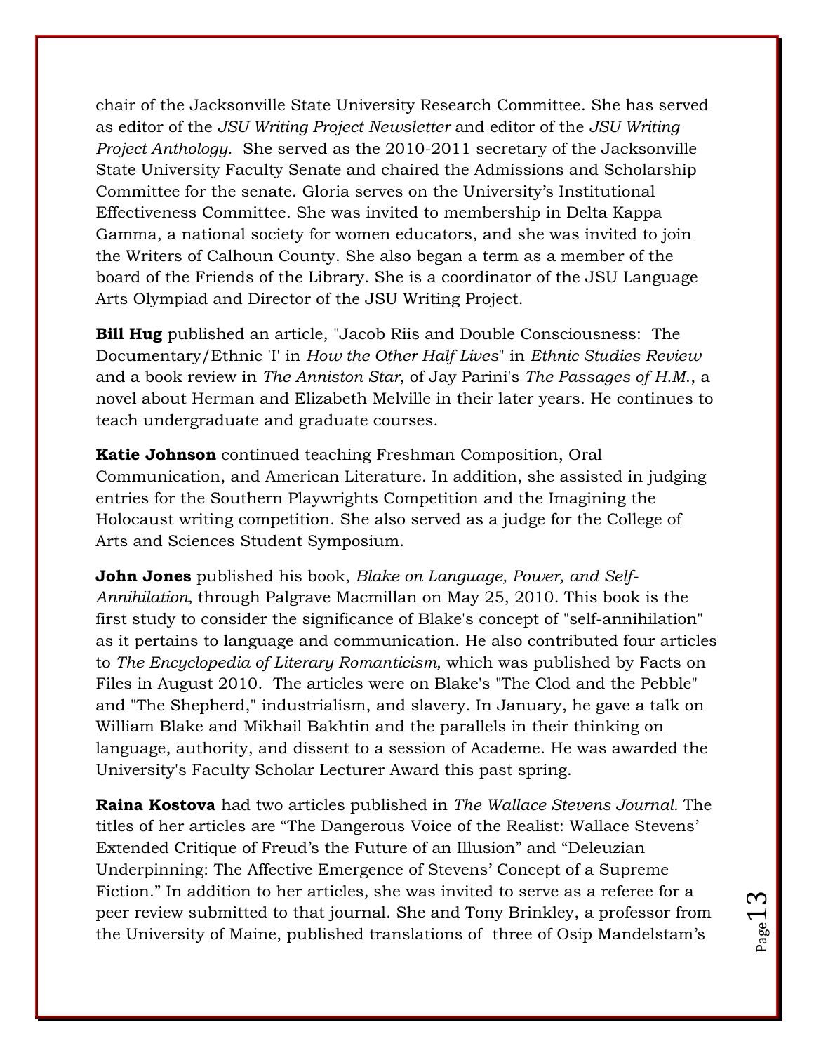chair of the Jacksonville State University Research Committee. She has served as editor of the *JSU Writing Project Newsletter* and editor of the *JSU Writing Project Anthology*. She served as the 2010-2011 secretary of the Jacksonville State University Faculty Senate and chaired the Admissions and Scholarship Committee for the senate. Gloria serves on the University's Institutional Effectiveness Committee. She was invited to membership in Delta Kappa Gamma, a national society for women educators, and she was invited to join the Writers of Calhoun County. She also began a term as a member of the board of the Friends of the Library. She is a coordinator of the JSU Language Arts Olympiad and Director of the JSU Writing Project.

**Bill Hug** published an article, "Jacob Riis and Double Consciousness: The Documentary/Ethnic 'I' in *How the Other Half Lives*" in *Ethnic Studies Review* and a book review in *The Anniston Star*, of Jay Parini's *The Passages of H.M.*, a novel about Herman and Elizabeth Melville in their later years. He continues to teach undergraduate and graduate courses.

**Katie Johnson** continued teaching Freshman Composition, Oral Communication, and American Literature. In addition, she assisted in judging entries for the Southern Playwrights Competition and the Imagining the Holocaust writing competition. She also served as a judge for the College of Arts and Sciences Student Symposium.

**John Jones** published his book, *Blake on Language, Power, and Self-Annihilation,* through Palgrave Macmillan on May 25, 2010. This book is the first study to consider the significance of Blake's concept of "self-annihilation" as it pertains to language and communication. He also contributed four articles to *The Encyclopedia of Literary Romanticism,* which was published by Facts on Files in August 2010. The articles were on Blake's "The Clod and the Pebble" and "The Shepherd," industrialism, and slavery. In January, he gave a talk on William Blake and Mikhail Bakhtin and the parallels in their thinking on language, authority, and dissent to a session of Academe. He was awarded the University's Faculty Scholar Lecturer Award this past spring.

**Raina Kostova** had two articles published in *The Wallace Stevens Journal.* The titles of her articles are "The Dangerous Voice of the Realist: Wallace Stevens' Extended Critique of Freud's the Future of an Illusion" and "Deleuzian Underpinning: The Affective Emergence of Stevens' Concept of a Supreme Fiction." In addition to her articles, she was invited to serve as a referee for a peer review submitted to that journal. She and Tony Brinkley, a professor from the University of Maine, published translations of three of Osip Mandelstam's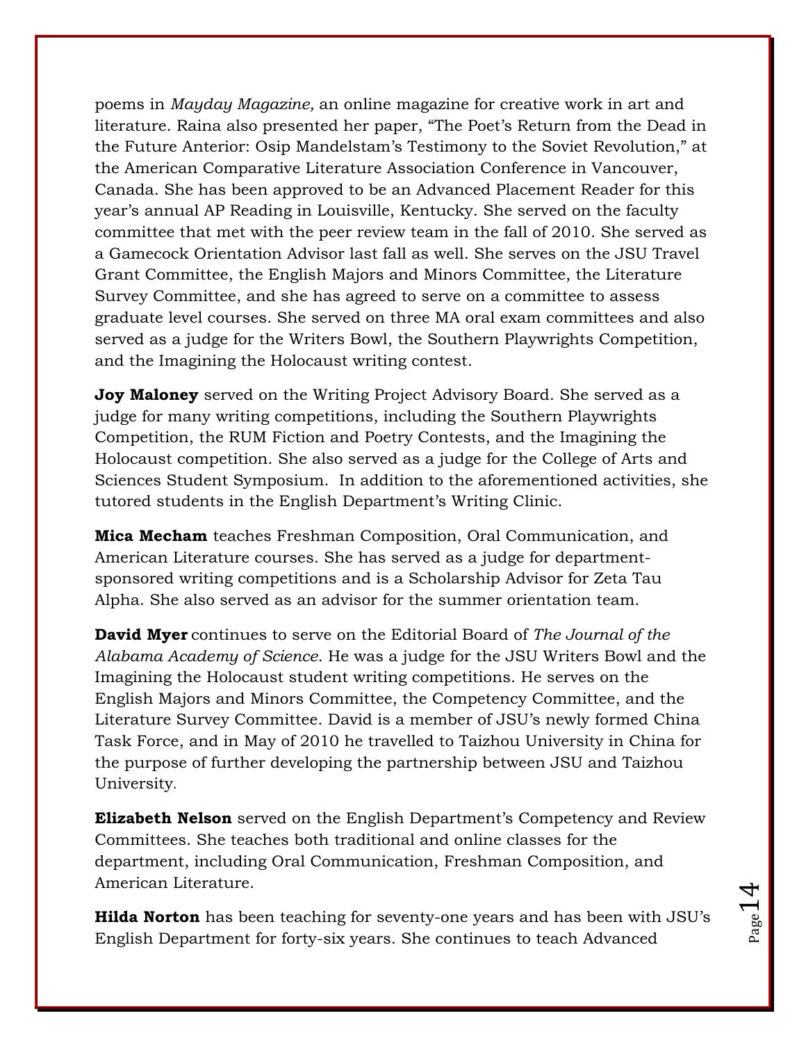poems in *Mayday Magazine,* an online magazine for creative work in art and literature. Raina also presented her paper, "The Poet's Return from the Dead in the Future Anterior: Osip Mandelstam's Testimony to the Soviet Revolution," at the American Comparative Literature Association Conference in Vancouver, Canada. She has been approved to be an Advanced Placement Reader for this year's annual AP Reading in Louisville, Kentucky. She served on the faculty committee that met with the peer review team in the fall of 2010. She served as a Gamecock Orientation Advisor last fall as well. She serves on the JSU Travel Grant Committee, the English Majors and Minors Committee, the Literature Survey Committee, and she has agreed to serve on a committee to assess graduate level courses. She served on three MA oral exam committees and also served as a judge for the Writers Bowl, the Southern Playwrights Competition, and the Imagining the Holocaust writing contest.

**Joy Maloney** served on the Writing Project Advisory Board. She served as a judge for many writing competitions, including the Southern Playwrights Competition, the RUM Fiction and Poetry Contests, and the Imagining the Holocaust competition. She also served as a judge for the College of Arts and Sciences Student Symposium. In addition to the aforementioned activities, she tutored students in the English Department's Writing Clinic.

**Mica Mecham** teaches Freshman Composition, Oral Communication, and American Literature courses. She has served as a judge for department-sponsored writing competitions and is a Scholarship Advisor for Zeta Tau Alpha. She also served as an advisor for the summer orientation team.

**David Myer** continues to serve on the Editorial Board of *The Journal of the Alabama Academy of Science*. He was a judge for the JSU Writers Bowl and the Imagining the Holocaust student writing competitions. He serves on the English Majors and Minors Committee, the Competency Committee, and the Literature Survey Committee. David is a member of JSU's newly formed China Task Force, and in May of 2010 he travelled to Taizhou University in China for the purpose of further developing the partnership between JSU and Taizhou University.

**Elizabeth Nelson** served on the English Department's Competency and Review Committees. She teaches both traditional and online classes for the department, including Oral Communication, Freshman Composition, and American Literature.

**Hilda Norton** has been teaching for seventy-one years and has been with JSU's English Department for forty-six years. She continues to teach Advanced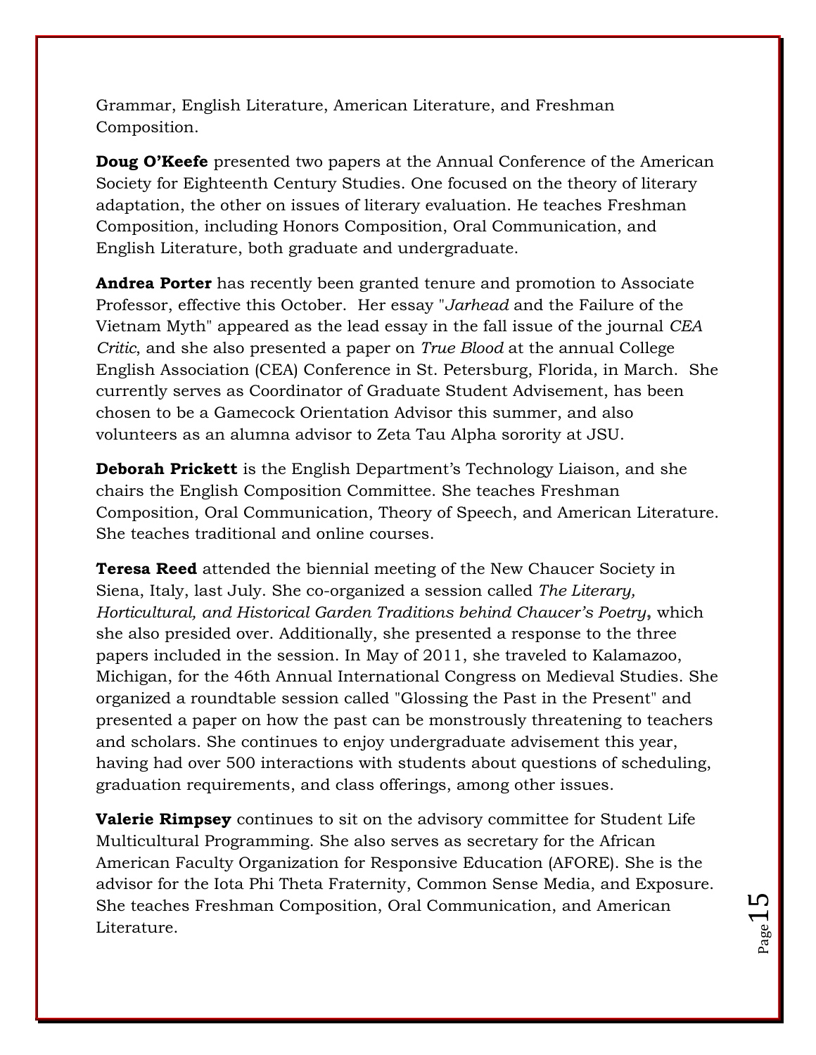Grammar, English Literature, American Literature, and Freshman Composition.

**Doug O'Keefe** presented two papers at the Annual Conference of the American Society for Eighteenth Century Studies. One focused on the theory of literary adaptation, the other on issues of literary evaluation. He teaches Freshman Composition, including Honors Composition, Oral Communication, and English Literature, both graduate and undergraduate.

**Andrea Porter** has recently been granted tenure and promotion to Associate Professor, effective this October. Her essay "*Jarhead* and the Failure of the Vietnam Myth" appeared as the lead essay in the fall issue of the journal *CEA Critic*, and she also presented a paper on *True Blood* at the annual College English Association (CEA) Conference in St. Petersburg, Florida, in March. She currently serves as Coordinator of Graduate Student Advisement, has been chosen to be a Gamecock Orientation Advisor this summer, and also volunteers as an alumna advisor to Zeta Tau Alpha sorority at JSU.

**Deborah Prickett** is the English Department's Technology Liaison, and she chairs the English Composition Committee. She teaches Freshman Composition, Oral Communication, Theory of Speech, and American Literature. She teaches traditional and online courses.

**Teresa Reed** attended the biennial meeting of the New Chaucer Society in Siena, Italy, last July. She co-organized a session called *The Literary, Horticultural, and Historical Garden Traditions behind Chaucer's Poetry*, which she also presided over. Additionally, she presented a response to the three papers included in the session. In May of 2011, she traveled to Kalamazoo, Michigan, for the 46th Annual International Congress on Medieval Studies. She organized a roundtable session called "Glossing the Past in the Present" and presented a paper on how the past can be monstrously threatening to teachers and scholars. She continues to enjoy undergraduate advisement this year, having had over 500 interactions with students about questions of scheduling, graduation requirements, and class offerings, among other issues.

**Valerie Rimpsey** continues to sit on the advisory committee for Student Life Multicultural Programming. She also serves as secretary for the African American Faculty Organization for Responsive Education (AFORE). She is the advisor for the Iota Phi Theta Fraternity, Common Sense Media, and Exposure. She teaches Freshman Composition, Oral Communication, and American Literature.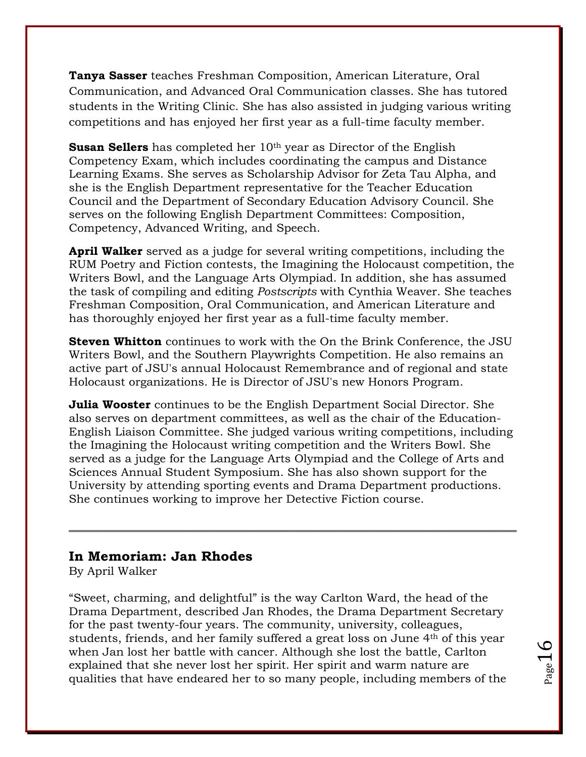**Tanya Sasser** teaches Freshman Composition, American Literature, Oral Communication, and Advanced Oral Communication classes. She has tutored students in the Writing Clinic. She has also assisted in judging various writing competitions and has enjoyed her first year as a full-time faculty member.

**Susan Sellers** has completed her 10th year as Director of the English Competency Exam, which includes coordinating the campus and Distance Learning Exams. She serves as Scholarship Advisor for Zeta Tau Alpha, and she is the English Department representative for the Teacher Education Council and the Department of Secondary Education Advisory Council. She serves on the following English Department Committees: Composition, Competency, Advanced Writing, and Speech.

**April Walker** served as a judge for several writing competitions, including the RUM Poetry and Fiction contests, the Imagining the Holocaust competition, the Writers Bowl, and the Language Arts Olympiad. In addition, she has assumed the task of compiling and editing *Postscripts* with Cynthia Weaver. She teaches Freshman Composition, Oral Communication, and American Literature and has thoroughly enjoyed her first year as a full-time faculty member.

**Steven Whitton** continues to work with the On the Brink Conference, the JSU Writers Bowl, and the Southern Playwrights Competition. He also remains an active part of JSU's annual Holocaust Remembrance and of regional and state Holocaust organizations. He is Director of JSU's new Honors Program.

**Julia Wooster** continues to be the English Department Social Director. She also serves on department committees, as well as the chair of the Education-English Liaison Committee. She judged various writing competitions, including the Imagining the Holocaust writing competition and the Writers Bowl. She served as a judge for the Language Arts Olympiad and the College of Arts and Sciences Annual Student Symposium. She has also shown support for the University by attending sporting events and Drama Department productions. She continues working to improve her Detective Fiction course.

---

## In Memoriam: Jan Rhodes

By April Walker

"Sweet, charming, and delightful" is the way Carlton Ward, the head of the Drama Department, described Jan Rhodes, the Drama Department Secretary for the past twenty-four years. The community, university, colleagues, students, friends, and her family suffered a great loss on June 4th of this year when Jan lost her battle with cancer. Although she lost the battle, Carlton explained that she never lost her spirit. Her spirit and warm nature are qualities that have endeared her to so many people, including members of the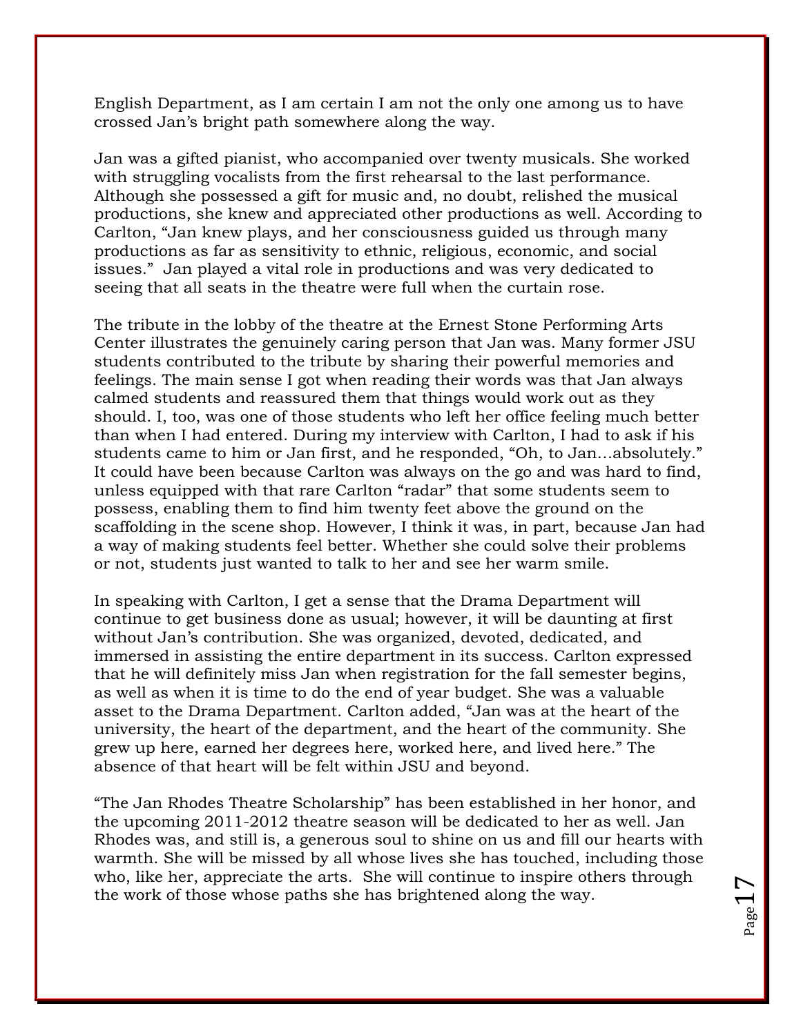English Department, as I am certain I am not the only one among us to have crossed Jan's bright path somewhere along the way.

Jan was a gifted pianist, who accompanied over twenty musicals. She worked with struggling vocalists from the first rehearsal to the last performance. Although she possessed a gift for music and, no doubt, relished the musical productions, she knew and appreciated other productions as well. According to Carlton, "Jan knew plays, and her consciousness guided us through many productions as far as sensitivity to ethnic, religious, economic, and social issues." Jan played a vital role in productions and was very dedicated to seeing that all seats in the theatre were full when the curtain rose.

The tribute in the lobby of the theatre at the Ernest Stone Performing Arts Center illustrates the genuinely caring person that Jan was. Many former JSU students contributed to the tribute by sharing their powerful memories and feelings. The main sense I got when reading their words was that Jan always calmed students and reassured them that things would work out as they should. I, too, was one of those students who left her office feeling much better than when I had entered. During my interview with Carlton, I had to ask if his students came to him or Jan first, and he responded, "Oh, to Jan…absolutely." It could have been because Carlton was always on the go and was hard to find, unless equipped with that rare Carlton "radar" that some students seem to possess, enabling them to find him twenty feet above the ground on the scaffolding in the scene shop. However, I think it was, in part, because Jan had a way of making students feel better. Whether she could solve their problems or not, students just wanted to talk to her and see her warm smile.

In speaking with Carlton, I get a sense that the Drama Department will continue to get business done as usual; however, it will be daunting at first without Jan's contribution. She was organized, devoted, dedicated, and immersed in assisting the entire department in its success. Carlton expressed that he will definitely miss Jan when registration for the fall semester begins, as well as when it is time to do the end of year budget. She was a valuable asset to the Drama Department. Carlton added, "Jan was at the heart of the university, the heart of the department, and the heart of the community. She grew up here, earned her degrees here, worked here, and lived here." The absence of that heart will be felt within JSU and beyond.

"The Jan Rhodes Theatre Scholarship" has been established in her honor, and the upcoming 2011-2012 theatre season will be dedicated to her as well. Jan Rhodes was, and still is, a generous soul to shine on us and fill our hearts with warmth. She will be missed by all whose lives she has touched, including those who, like her, appreciate the arts. She will continue to inspire others through the work of those whose paths she has brightened along the way.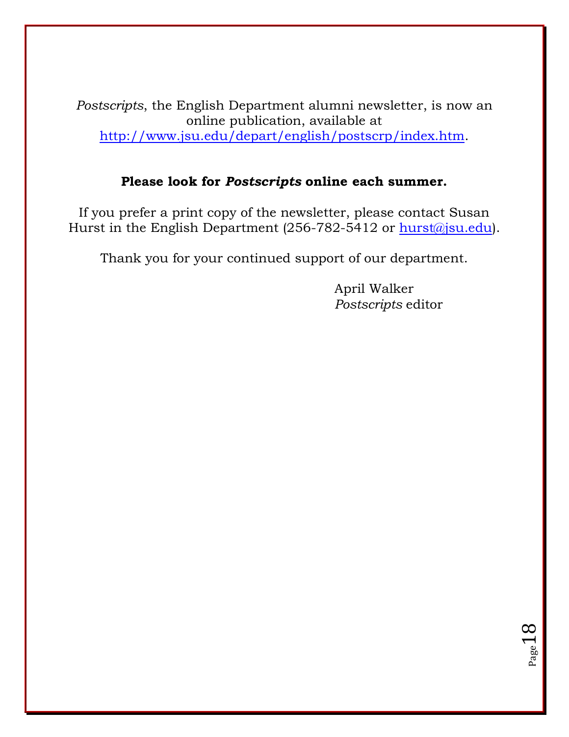*Postscripts*, the English Department alumni newsletter, is now an online publication, available at http://www.jsu.edu/depart/english/postscrp/index.htm.

**Please look for *Postscripts* online each summer.**

If you prefer a print copy of the newsletter, please contact Susan Hurst in the English Department (256-782-5412 or hurst@jsu.edu).

Thank you for your continued support of our department.

April Walker
*Postscripts* editor